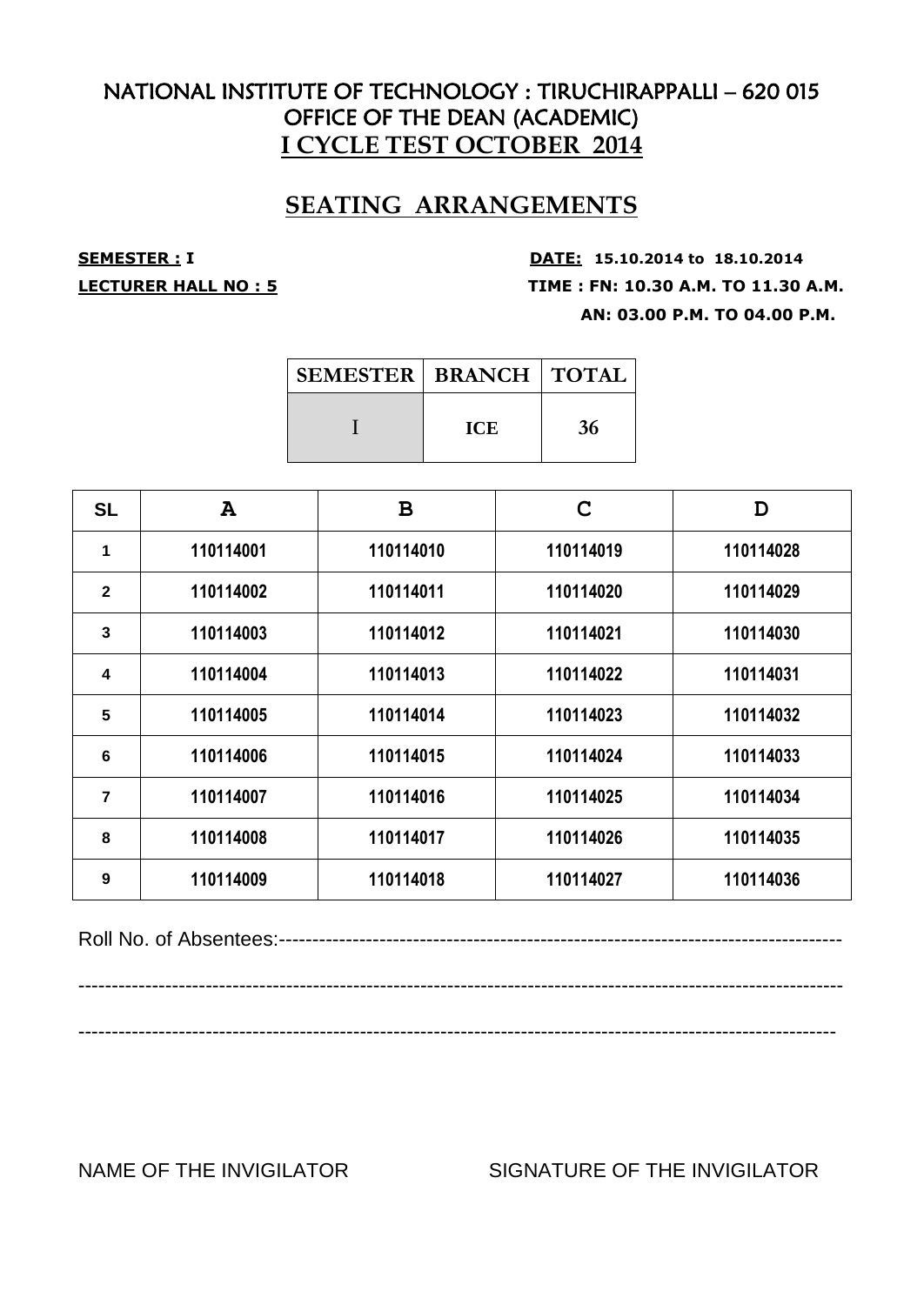# NATIONAL INSTITUTE OF TECHNOLOGY : TIRUCHIRAPPALLI – 620 015
## OFFICE OF THE DEAN (ACADEMIC)
## I CYCLE TEST OCTOBER 2014

## SEATING ARRANGEMENTS

**SEMESTER : I** **DATE: 15.10.2014 to 18.10.2014**

**LECTURER HALL NO : 5** **TIME : FN: 10.30 A.M. TO 11.30 A.M.**

**AN: 03.00 P.M. TO 04.00 P.M.**

| SEMESTER | BRANCH | TOTAL |
|---|---|---|
| I | ICE | 36 |

| SL | A | B | C | D |
|---|---|---|---|---|
| 1 | 110114001 | 110114010 | 110114019 | 110114028 |
| 2 | 110114002 | 110114011 | 110114020 | 110114029 |
| 3 | 110114003 | 110114012 | 110114021 | 110114030 |
| 4 | 110114004 | 110114013 | 110114022 | 110114031 |
| 5 | 110114005 | 110114014 | 110114023 | 110114032 |
| 6 | 110114006 | 110114015 | 110114024 | 110114033 |
| 7 | 110114007 | 110114016 | 110114025 | 110114034 |
| 8 | 110114008 | 110114017 | 110114026 | 110114035 |
| 9 | 110114009 | 110114018 | 110114027 | 110114036 |

Roll No. of Absentees:---------------------------------------------------------------------------------

-----------------------------------------------------------------------------------------------------------------

----------------------------------------------------------------------------------------------------------------

NAME OF THE INVIGILATOR SIGNATURE OF THE INVIGILATOR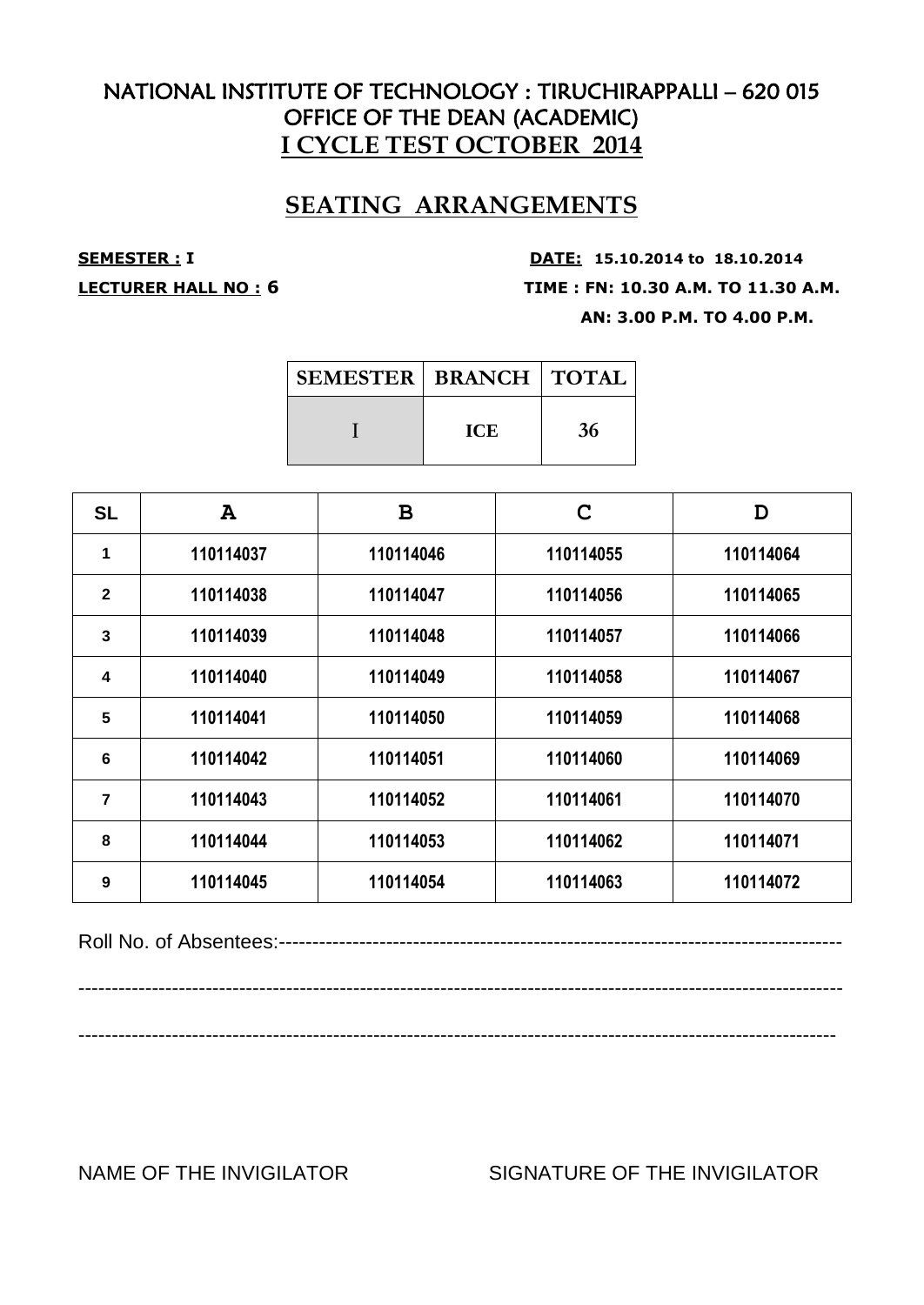# NATIONAL INSTITUTE OF TECHNOLOGY : TIRUCHIRAPPALLI – 620 015
## OFFICE OF THE DEAN (ACADEMIC)
## I CYCLE TEST OCTOBER 2014

## SEATING ARRANGEMENTS

**SEMESTER : I** **DATE: 15.10.2014 to 18.10.2014**

**LECTURER HALL NO : 6** **TIME : FN: 10.30 A.M. TO 11.30 A.M.**

**AN: 3.00 P.M. TO 4.00 P.M.**

| SEMESTER | BRANCH | TOTAL |
|---|---|---|
| I | ICE | 36 |

| SL | A | B | C | D |
|---|---|---|---|---|
| 1 | 110114037 | 110114046 | 110114055 | 110114064 |
| 2 | 110114038 | 110114047 | 110114056 | 110114065 |
| 3 | 110114039 | 110114048 | 110114057 | 110114066 |
| 4 | 110114040 | 110114049 | 110114058 | 110114067 |
| 5 | 110114041 | 110114050 | 110114059 | 110114068 |
| 6 | 110114042 | 110114051 | 110114060 | 110114069 |
| 7 | 110114043 | 110114052 | 110114061 | 110114070 |
| 8 | 110114044 | 110114053 | 110114062 | 110114071 |
| 9 | 110114045 | 110114054 | 110114063 | 110114072 |

Roll No. of Absentees:------------------------------------------------------------------------------------

--------------------------------------------------------------------------------------------------------------------

--------------------------------------------------------------------------------------------------------------------

NAME OF THE INVIGILATOR SIGNATURE OF THE INVIGILATOR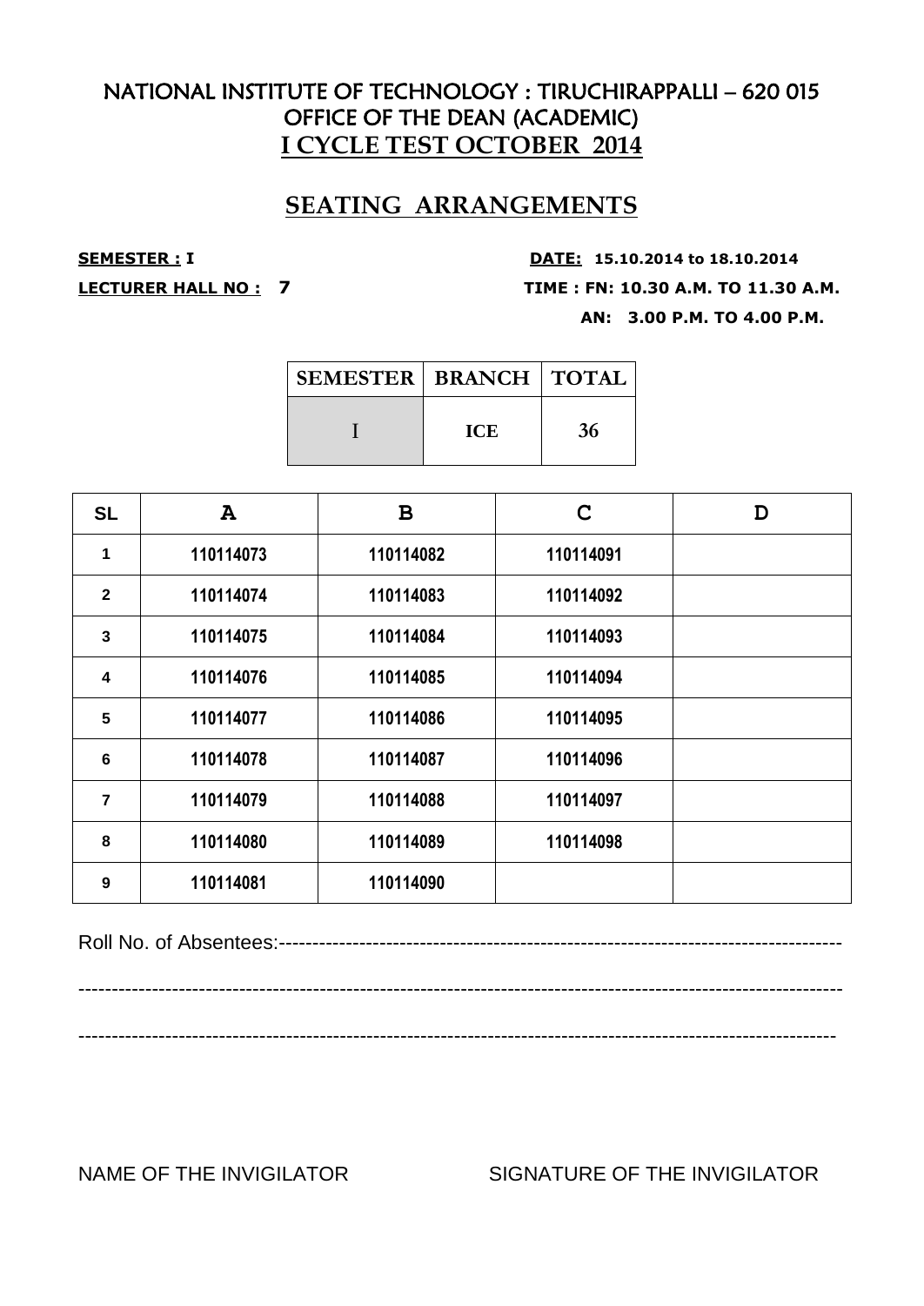# NATIONAL INSTITUTE OF TECHNOLOGY : TIRUCHIRAPPALLI – 620 015
## OFFICE OF THE DEAN (ACADEMIC)
## I CYCLE TEST OCTOBER 2014

## SEATING ARRANGEMENTS

**SEMESTER : I** &nbsp;&nbsp;&nbsp;&nbsp;&nbsp;&nbsp;&nbsp;&nbsp;&nbsp;&nbsp; **DATE: 15.10.2014 to 18.10.2014**

**LECTURER HALL NO : 7** &nbsp;&nbsp;&nbsp;&nbsp;&nbsp;&nbsp;&nbsp;&nbsp;&nbsp;&nbsp; **TIME : FN: 10.30 A.M. TO 11.30 A.M.**

**AN: 3.00 P.M. TO 4.00 P.M.**

| SEMESTER | BRANCH | TOTAL |
|---|---|---|
| I | ICE | 36 |

| SL | A | B | C | D |
|---|---|---|---|---|
| 1 | 110114073 | 110114082 | 110114091 | |
| 2 | 110114074 | 110114083 | 110114092 | |
| 3 | 110114075 | 110114084 | 110114093 | |
| 4 | 110114076 | 110114085 | 110114094 | |
| 5 | 110114077 | 110114086 | 110114095 | |
| 6 | 110114078 | 110114087 | 110114096 | |
| 7 | 110114079 | 110114088 | 110114097 | |
| 8 | 110114080 | 110114089 | 110114098 | |
| 9 | 110114081 | 110114090 | | |

Roll No. of Absentees:----------------------------------------------------------------------------------

------------------------------------------------------------------------------------------------------------------

------------------------------------------------------------------------------------------------------------------

NAME OF THE INVIGILATOR &nbsp;&nbsp;&nbsp;&nbsp;&nbsp;&nbsp;&nbsp;&nbsp;&nbsp;&nbsp; SIGNATURE OF THE INVIGILATOR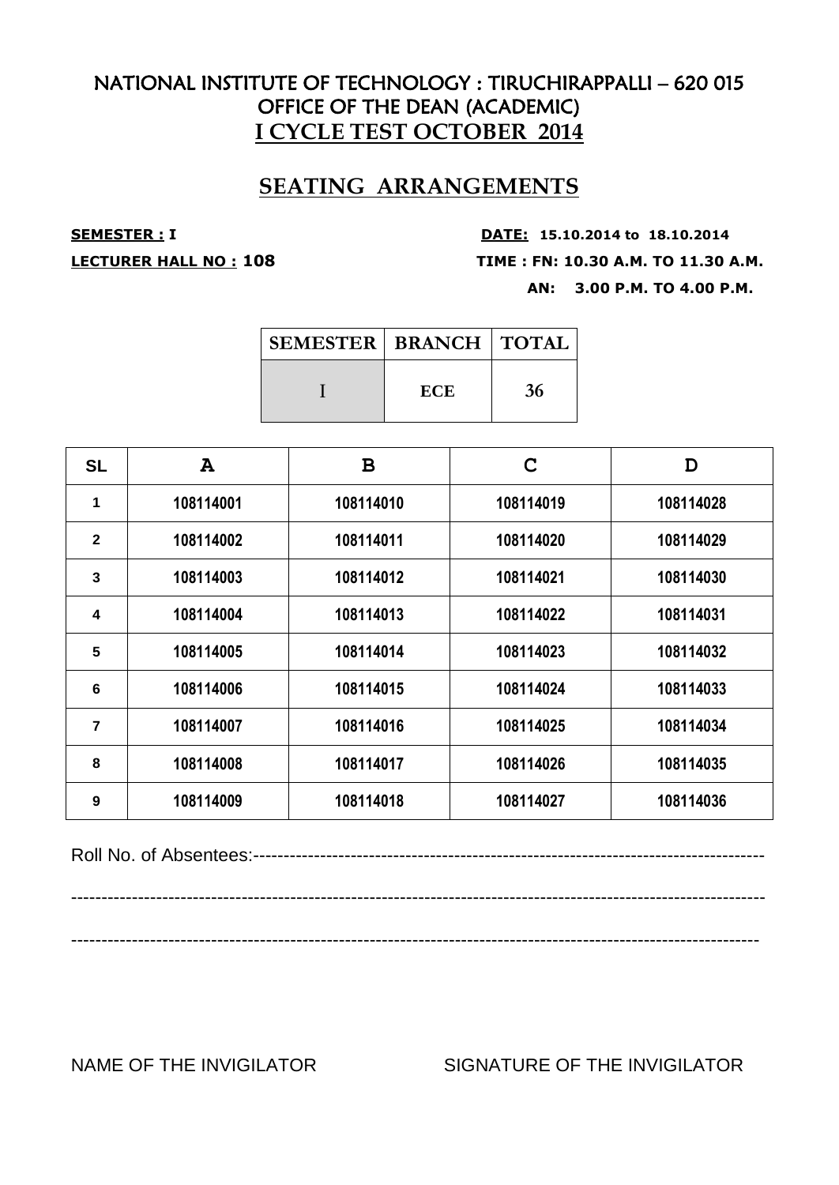# NATIONAL INSTITUTE OF TECHNOLOGY : TIRUCHIRAPPALLI – 620 015
## OFFICE OF THE DEAN (ACADEMIC)
## I CYCLE TEST OCTOBER 2014

## SEATING ARRANGEMENTS

**SEMESTER : I** **DATE: 15.10.2014 to 18.10.2014**

**LECTURER HALL NO : 108** **TIME : FN: 10.30 A.M. TO 11.30 A.M.**

**AN: 3.00 P.M. TO 4.00 P.M.**

| SEMESTER | BRANCH | TOTAL |
|---|---|---|
| I | ECE | 36 |

| SL | A | B | C | D |
|---|---|---|---|---|
| 1 | 108114001 | 108114010 | 108114019 | 108114028 |
| 2 | 108114002 | 108114011 | 108114020 | 108114029 |
| 3 | 108114003 | 108114012 | 108114021 | 108114030 |
| 4 | 108114004 | 108114013 | 108114022 | 108114031 |
| 5 | 108114005 | 108114014 | 108114023 | 108114032 |
| 6 | 108114006 | 108114015 | 108114024 | 108114033 |
| 7 | 108114007 | 108114016 | 108114025 | 108114034 |
| 8 | 108114008 | 108114017 | 108114026 | 108114035 |
| 9 | 108114009 | 108114018 | 108114027 | 108114036 |

Roll No. of Absentees:--------------------------------------------------------------------------------

----------------------------------------------------------------------------------------------------------------

----------------------------------------------------------------------------------------------------------------

NAME OF THE INVIGILATOR SIGNATURE OF THE INVIGILATOR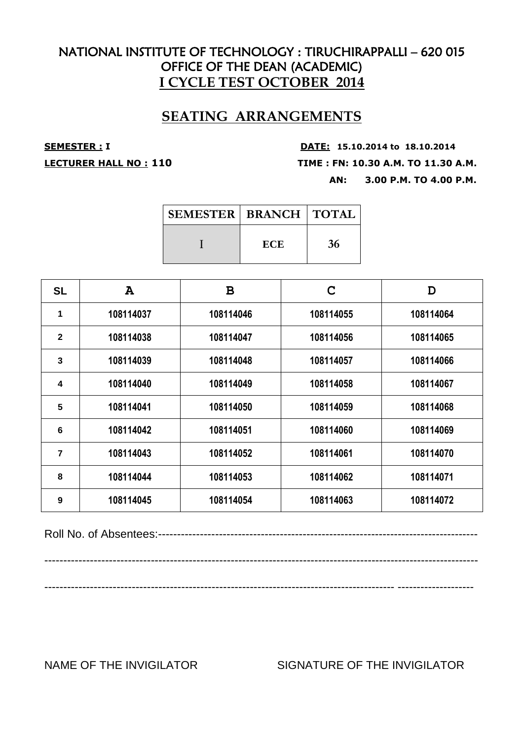# NATIONAL INSTITUTE OF TECHNOLOGY : TIRUCHIRAPPALLI – 620 015
## OFFICE OF THE DEAN (ACADEMIC)
## I CYCLE TEST OCTOBER 2014

## SEATING ARRANGEMENTS

**SEMESTER : I** **DATE: 15.10.2014 to 18.10.2014**

**LECTURER HALL NO : 110** **TIME : FN: 10.30 A.M. TO 11.30 A.M.**

**AN: 3.00 P.M. TO 4.00 P.M.**

| SEMESTER | BRANCH | TOTAL |
|---|---|---|
| I | ECE | 36 |

| SL | A | B | C | D |
|---|---|---|---|---|
| 1 | 108114037 | 108114046 | 108114055 | 108114064 |
| 2 | 108114038 | 108114047 | 108114056 | 108114065 |
| 3 | 108114039 | 108114048 | 108114057 | 108114066 |
| 4 | 108114040 | 108114049 | 108114058 | 108114067 |
| 5 | 108114041 | 108114050 | 108114059 | 108114068 |
| 6 | 108114042 | 108114051 | 108114060 | 108114069 |
| 7 | 108114043 | 108114052 | 108114061 | 108114070 |
| 8 | 108114044 | 108114053 | 108114062 | 108114071 |
| 9 | 108114045 | 108114054 | 108114063 | 108114072 |

Roll No. of Absentees:------------------------------------------------------------------------------------

---------------------------------------------------------------------------------------------------------------

--------------------------------------------------------------------------------------------- -------------------

NAME OF THE INVIGILATOR SIGNATURE OF THE INVIGILATOR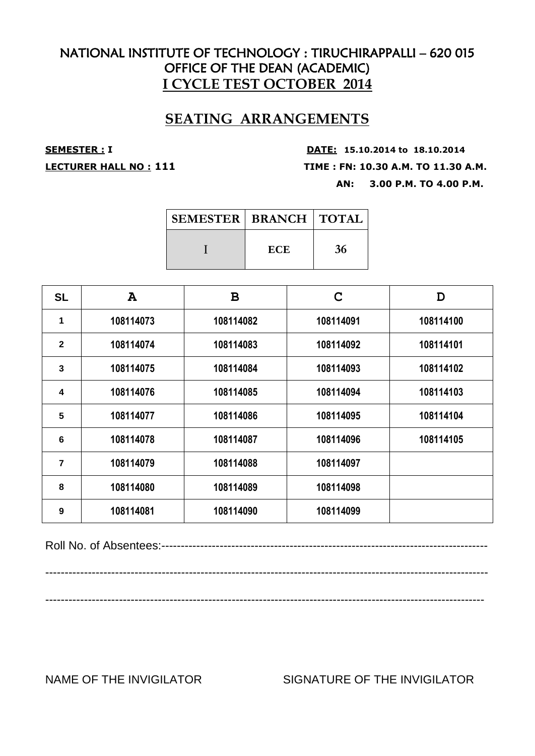# NATIONAL INSTITUTE OF TECHNOLOGY : TIRUCHIRAPPALLI – 620 015
## OFFICE OF THE DEAN (ACADEMIC)
## I CYCLE TEST OCTOBER 2014

## SEATING ARRANGEMENTS

**SEMESTER : I** **DATE: 15.10.2014 to 18.10.2014**

**LECTURER HALL NO : 111** **TIME : FN: 10.30 A.M. TO 11.30 A.M.**

**AN: 3.00 P.M. TO 4.00 P.M.**

| SEMESTER | BRANCH | TOTAL |
|---|---|---|
| I | ECE | 36 |

| SL | A | B | C | D |
|---|---|---|---|---|
| 1 | 108114073 | 108114082 | 108114091 | 108114100 |
| 2 | 108114074 | 108114083 | 108114092 | 108114101 |
| 3 | 108114075 | 108114084 | 108114093 | 108114102 |
| 4 | 108114076 | 108114085 | 108114094 | 108114103 |
| 5 | 108114077 | 108114086 | 108114095 | 108114104 |
| 6 | 108114078 | 108114087 | 108114096 | 108114105 |
| 7 | 108114079 | 108114088 | 108114097 | |
| 8 | 108114080 | 108114089 | 108114098 | |
| 9 | 108114081 | 108114090 | 108114099 | |

Roll No. of Absentees:------------------------------------------------------------------------------------

-----------------------------------------------------------------------------------------------------------------

-----------------------------------------------------------------------------------------------------------------

NAME OF THE INVIGILATOR SIGNATURE OF THE INVIGILATOR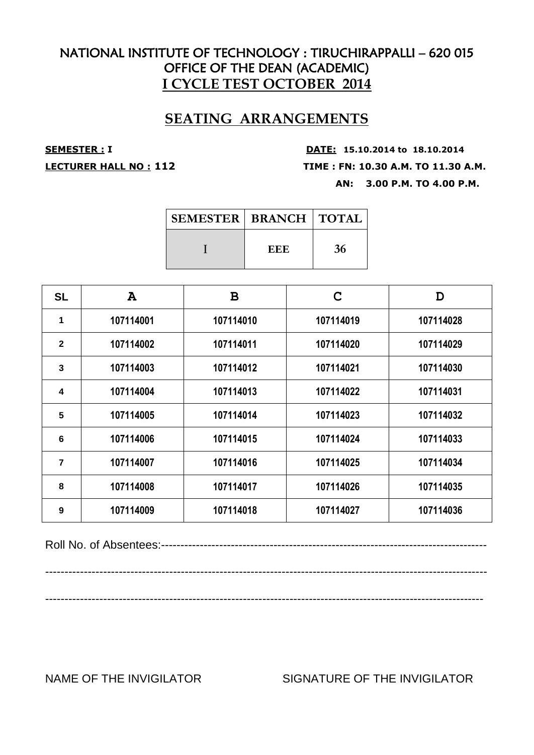# NATIONAL INSTITUTE OF TECHNOLOGY : TIRUCHIRAPPALLI – 620 015
## OFFICE OF THE DEAN (ACADEMIC)
## I CYCLE TEST OCTOBER 2014

## SEATING ARRANGEMENTS

**SEMESTER : I** **DATE: 15.10.2014 to 18.10.2014**

**LECTURER HALL NO : 112** **TIME : FN: 10.30 A.M. TO 11.30 A.M.**

**AN: 3.00 P.M. TO 4.00 P.M.**

| SEMESTER | BRANCH | TOTAL |
|---|---|---|
| I | EEE | 36 |

| SL | A | B | C | D |
|---|---|---|---|---|
| 1 | 107114001 | 107114010 | 107114019 | 107114028 |
| 2 | 107114002 | 107114011 | 107114020 | 107114029 |
| 3 | 107114003 | 107114012 | 107114021 | 107114030 |
| 4 | 107114004 | 107114013 | 107114022 | 107114031 |
| 5 | 107114005 | 107114014 | 107114023 | 107114032 |
| 6 | 107114006 | 107114015 | 107114024 | 107114033 |
| 7 | 107114007 | 107114016 | 107114025 | 107114034 |
| 8 | 107114008 | 107114017 | 107114026 | 107114035 |
| 9 | 107114009 | 107114018 | 107114027 | 107114036 |

Roll No. of Absentees:--------------------------------------------------------------------------------

--------------------------------------------------------------------------------------------------------------

--------------------------------------------------------------------------------------------------------------

NAME OF THE INVIGILATOR SIGNATURE OF THE INVIGILATOR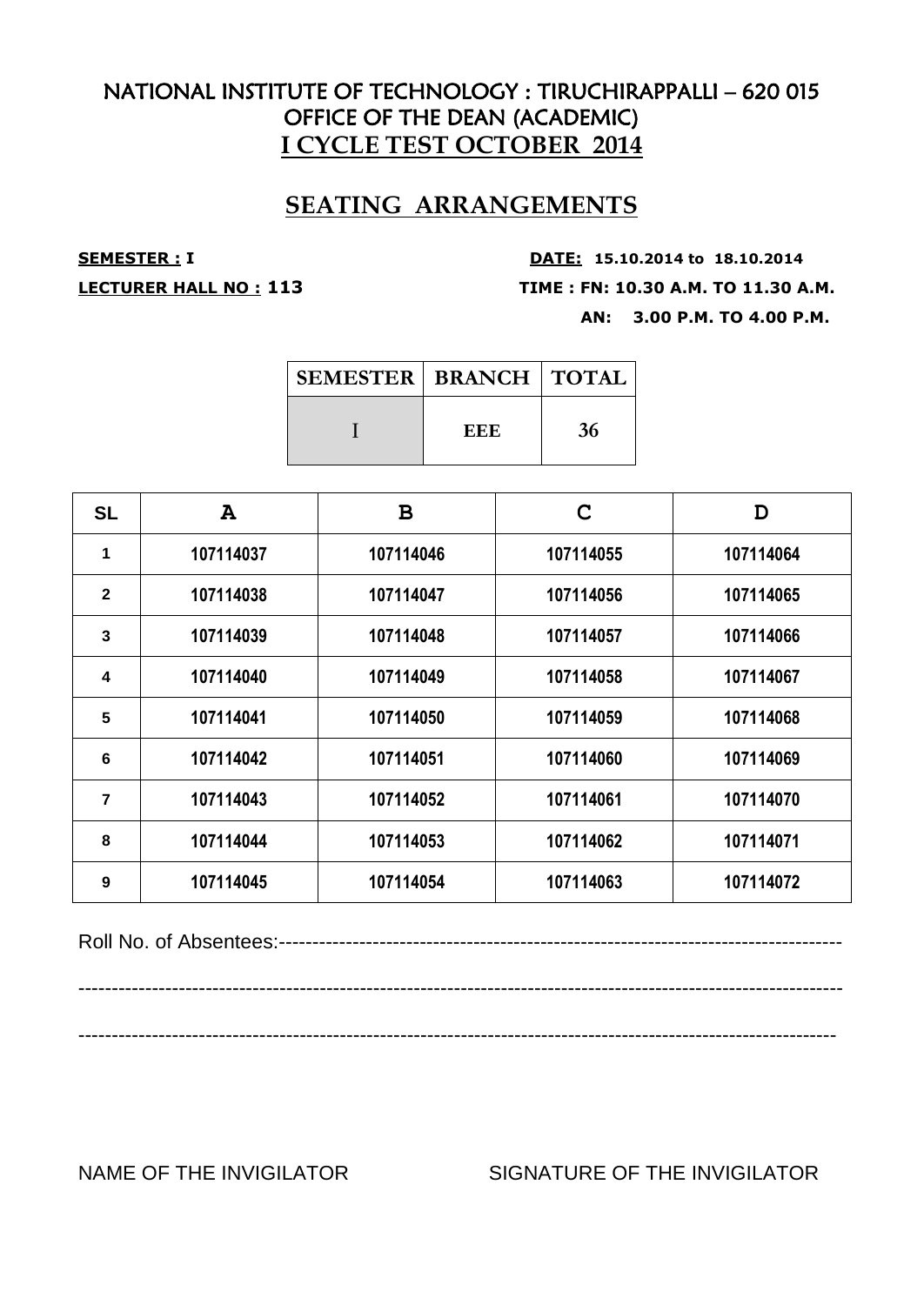# NATIONAL INSTITUTE OF TECHNOLOGY : TIRUCHIRAPPALLI – 620 015
## OFFICE OF THE DEAN (ACADEMIC)
## I CYCLE TEST OCTOBER 2014

## SEATING ARRANGEMENTS

**SEMESTER : I** **DATE: 15.10.2014 to 18.10.2014**

**LECTURER HALL NO : 113** **TIME : FN: 10.30 A.M. TO 11.30 A.M.**

**AN: 3.00 P.M. TO 4.00 P.M.**

| SEMESTER | BRANCH | TOTAL |
|---|---|---|
| I | EEE | 36 |

| SL | A | B | C | D |
|---|---|---|---|---|
| 1 | 107114037 | 107114046 | 107114055 | 107114064 |
| 2 | 107114038 | 107114047 | 107114056 | 107114065 |
| 3 | 107114039 | 107114048 | 107114057 | 107114066 |
| 4 | 107114040 | 107114049 | 107114058 | 107114067 |
| 5 | 107114041 | 107114050 | 107114059 | 107114068 |
| 6 | 107114042 | 107114051 | 107114060 | 107114069 |
| 7 | 107114043 | 107114052 | 107114061 | 107114070 |
| 8 | 107114044 | 107114053 | 107114062 | 107114071 |
| 9 | 107114045 | 107114054 | 107114063 | 107114072 |

Roll No. of Absentees:--------------------------------------------------------------------------------

---------------------------------------------------------------------------------------------------------------

---------------------------------------------------------------------------------------------------------------

NAME OF THE INVIGILATOR SIGNATURE OF THE INVIGILATOR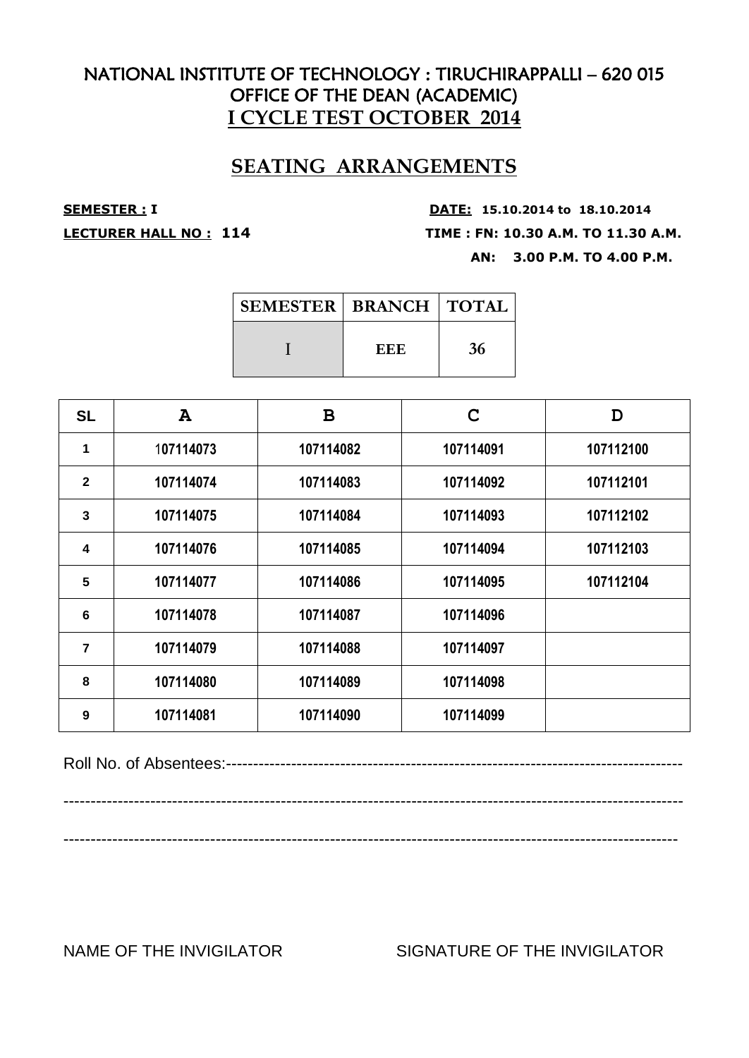# NATIONAL INSTITUTE OF TECHNOLOGY : TIRUCHIRAPPALLI – 620 015
## OFFICE OF THE DEAN (ACADEMIC)
## I CYCLE TEST OCTOBER 2014

## SEATING ARRANGEMENTS

**SEMESTER : I** **DATE: 15.10.2014 to 18.10.2014**

**LECTURER HALL NO : 114** **TIME : FN: 10.30 A.M. TO 11.30 A.M.**

**AN: 3.00 P.M. TO 4.00 P.M.**

| SEMESTER | BRANCH | TOTAL |
|---|---|---|
| I | EEE | 36 |

| SL | A | B | C | D |
|---|---|---|---|---|
| 1 | 107114073 | 107114082 | 107114091 | 107112100 |
| 2 | 107114074 | 107114083 | 107114092 | 107112101 |
| 3 | 107114075 | 107114084 | 107114093 | 107112102 |
| 4 | 107114076 | 107114085 | 107114094 | 107112103 |
| 5 | 107114077 | 107114086 | 107114095 | 107112104 |
| 6 | 107114078 | 107114087 | 107114096 | |
| 7 | 107114079 | 107114088 | 107114097 | |
| 8 | 107114080 | 107114089 | 107114098 | |
| 9 | 107114081 | 107114090 | 107114099 | |

Roll No. of Absentees:------------------------------------------------------------------------------------

-------------------------------------------------------------------------------------------------------------------

-------------------------------------------------------------------------------------------------------------------

NAME OF THE INVIGILATOR SIGNATURE OF THE INVIGILATOR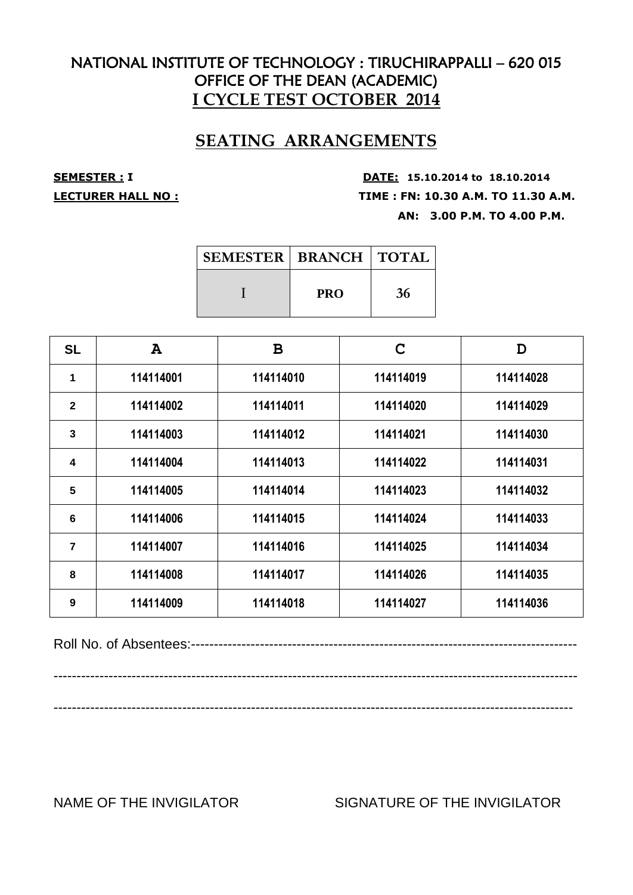# NATIONAL INSTITUTE OF TECHNOLOGY : TIRUCHIRAPPALLI – 620 015
## OFFICE OF THE DEAN (ACADEMIC)
## I CYCLE TEST OCTOBER 2014

## SEATING ARRANGEMENTS

**SEMESTER : I** **DATE: 15.10.2014 to 18.10.2014**

**LECTURER HALL NO :** **TIME : FN: 10.30 A.M. TO 11.30 A.M.**

**AN: 3.00 P.M. TO 4.00 P.M.**

| SEMESTER | BRANCH | TOTAL |
|---|---|---|
| I | PRO | 36 |

| SL | A | B | C | D |
|---|---|---|---|---|
| 1 | 114114001 | 114114010 | 114114019 | 114114028 |
| 2 | 114114002 | 114114011 | 114114020 | 114114029 |
| 3 | 114114003 | 114114012 | 114114021 | 114114030 |
| 4 | 114114004 | 114114013 | 114114022 | 114114031 |
| 5 | 114114005 | 114114014 | 114114023 | 114114032 |
| 6 | 114114006 | 114114015 | 114114024 | 114114033 |
| 7 | 114114007 | 114114016 | 114114025 | 114114034 |
| 8 | 114114008 | 114114017 | 114114026 | 114114035 |
| 9 | 114114009 | 114114018 | 114114027 | 114114036 |

Roll No. of Absentees:--------------------------------------------------------------------------------

------------------------------------------------------------------------------------------------------------------

-----------------------------------------------------------------------------------------------------------------

NAME OF THE INVIGILATOR SIGNATURE OF THE INVIGILATOR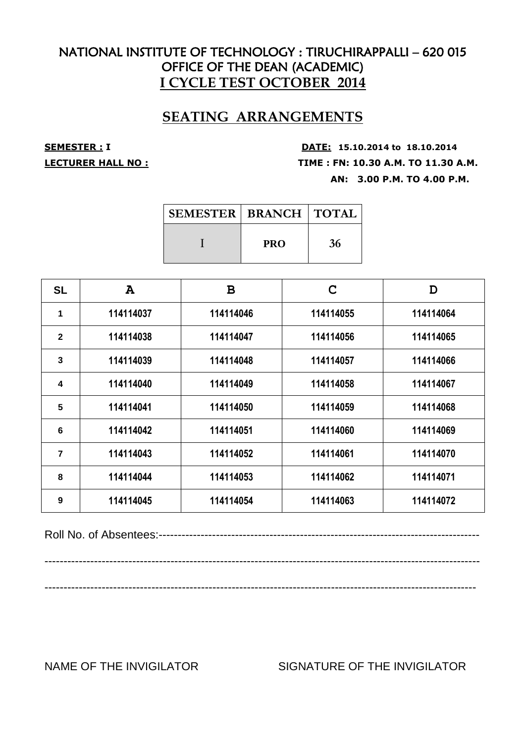# NATIONAL INSTITUTE OF TECHNOLOGY : TIRUCHIRAPPALLI – 620 015
## OFFICE OF THE DEAN (ACADEMIC)
## I CYCLE TEST OCTOBER 2014

## SEATING ARRANGEMENTS

**SEMESTER : I** **DATE: 15.10.2014 to 18.10.2014**

**LECTURER HALL NO :** **TIME : FN: 10.30 A.M. TO 11.30 A.M.**

**AN: 3.00 P.M. TO 4.00 P.M.**

| SEMESTER | BRANCH | TOTAL |
|---|---|---|
| I | PRO | 36 |

| SL | A | B | C | D |
|---|---|---|---|---|
| 1 | 114114037 | 114114046 | 114114055 | 114114064 |
| 2 | 114114038 | 114114047 | 114114056 | 114114065 |
| 3 | 114114039 | 114114048 | 114114057 | 114114066 |
| 4 | 114114040 | 114114049 | 114114058 | 114114067 |
| 5 | 114114041 | 114114050 | 114114059 | 114114068 |
| 6 | 114114042 | 114114051 | 114114060 | 114114069 |
| 7 | 114114043 | 114114052 | 114114061 | 114114070 |
| 8 | 114114044 | 114114053 | 114114062 | 114114071 |
| 9 | 114114045 | 114114054 | 114114063 | 114114072 |

Roll No. of Absentees:--------------------------------------------------------------------------------

---------------------------------------------------------------------------------------------------------------

---------------------------------------------------------------------------------------------------------------

NAME OF THE INVIGILATOR SIGNATURE OF THE INVIGILATOR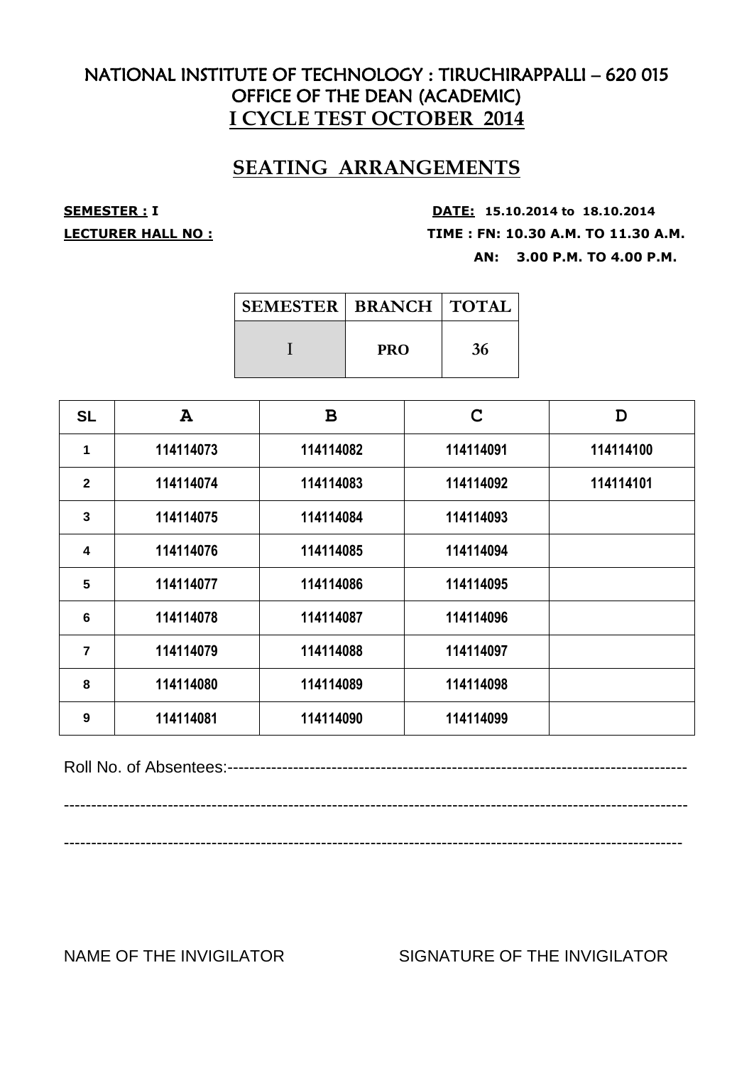# NATIONAL INSTITUTE OF TECHNOLOGY : TIRUCHIRAPPALLI – 620 015
## OFFICE OF THE DEAN (ACADEMIC)
## I CYCLE TEST OCTOBER 2014

## SEATING ARRANGEMENTS

**SEMESTER : I** **DATE: 15.10.2014 to 18.10.2014**

**LECTURER HALL NO :** **TIME : FN: 10.30 A.M. TO 11.30 A.M.**

**AN: 3.00 P.M. TO 4.00 P.M.**

| SEMESTER | BRANCH | TOTAL |
|---|---|---|
| I | PRO | 36 |

| SL | A | B | C | D |
|---|---|---|---|---|
| 1 | 114114073 | 114114082 | 114114091 | 114114100 |
| 2 | 114114074 | 114114083 | 114114092 | 114114101 |
| 3 | 114114075 | 114114084 | 114114093 | |
| 4 | 114114076 | 114114085 | 114114094 | |
| 5 | 114114077 | 114114086 | 114114095 | |
| 6 | 114114078 | 114114087 | 114114096 | |
| 7 | 114114079 | 114114088 | 114114097 | |
| 8 | 114114080 | 114114089 | 114114098 | |
| 9 | 114114081 | 114114090 | 114114099 | |

Roll No. of Absentees:--------------------------------------------------------------------------------

------------------------------------------------------------------------------------------------------------------

-----------------------------------------------------------------------------------------------------------------

NAME OF THE INVIGILATOR SIGNATURE OF THE INVIGILATOR